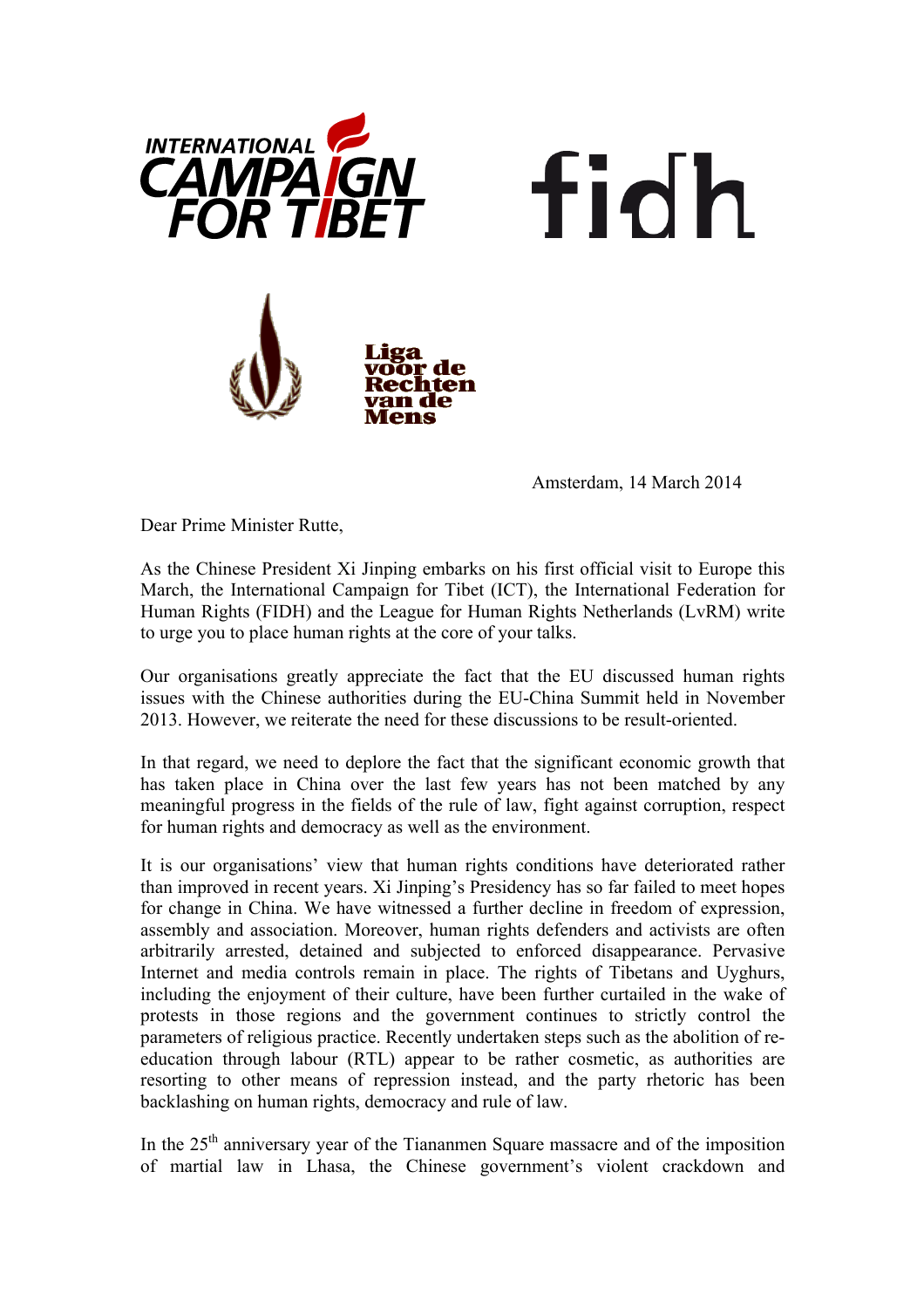INTERNATIONAL CAMPAIGN FOR TIBET

fidh

Liga voor de Rechten van de Mens

Amsterdam, 14 March 2014

Dear Prime Minister Rutte,

As the Chinese President Xi Jinping embarks on his first official visit to Europe this March, the International Campaign for Tibet (ICT), the International Federation for Human Rights (FIDH) and the League for Human Rights Netherlands (LvRM) write to urge you to place human rights at the core of your talks.

Our organisations greatly appreciate the fact that the EU discussed human rights issues with the Chinese authorities during the EU-China Summit held in November 2013. However, we reiterate the need for these discussions to be result-oriented.

In that regard, we need to deplore the fact that the significant economic growth that has taken place in China over the last few years has not been matched by any meaningful progress in the fields of the rule of law, fight against corruption, respect for human rights and democracy as well as the environment.

It is our organisations' view that human rights conditions have deteriorated rather than improved in recent years. Xi Jinping's Presidency has so far failed to meet hopes for change in China. We have witnessed a further decline in freedom of expression, assembly and association. Moreover, human rights defenders and activists are often arbitrarily arrested, detained and subjected to enforced disappearance. Pervasive Internet and media controls remain in place. The rights of Tibetans and Uyghurs, including the enjoyment of their culture, have been further curtailed in the wake of protests in those regions and the government continues to strictly control the parameters of religious practice. Recently undertaken steps such as the abolition of re-education through labour (RTL) appear to be rather cosmetic, as authorities are resorting to other means of repression instead, and the party rhetoric has been backlashing on human rights, democracy and rule of law.

In the 25th anniversary year of the Tiananmen Square massacre and of the imposition of martial law in Lhasa, the Chinese government's violent crackdown and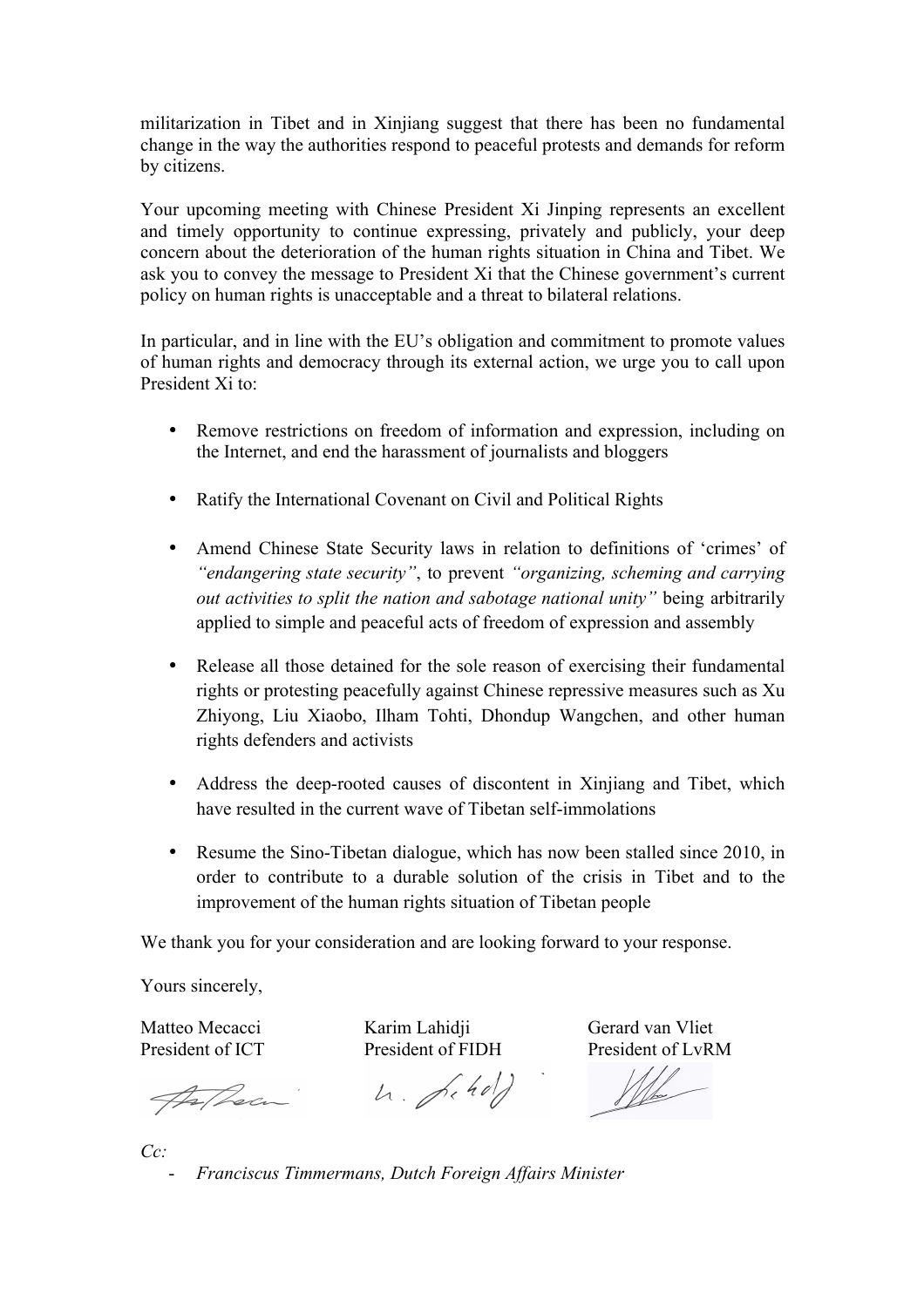militarization in Tibet and in Xinjiang suggest that there has been no fundamental change in the way the authorities respond to peaceful protests and demands for reform by citizens.

Your upcoming meeting with Chinese President Xi Jinping represents an excellent and timely opportunity to continue expressing, privately and publicly, your deep concern about the deterioration of the human rights situation in China and Tibet. We ask you to convey the message to President Xi that the Chinese government's current policy on human rights is unacceptable and a threat to bilateral relations.

In particular, and in line with the EU's obligation and commitment to promote values of human rights and democracy through its external action, we urge you to call upon President Xi to:

- Remove restrictions on freedom of information and expression, including on the Internet, and end the harassment of journalists and bloggers
- Ratify the International Covenant on Civil and Political Rights
- Amend Chinese State Security laws in relation to definitions of 'crimes' of *"endangering state security"*, to prevent *"organizing, scheming and carrying out activities to split the nation and sabotage national unity"* being arbitrarily applied to simple and peaceful acts of freedom of expression and assembly
- Release all those detained for the sole reason of exercising their fundamental rights or protesting peacefully against Chinese repressive measures such as Xu Zhiyong, Liu Xiaobo, Ilham Tohti, Dhondup Wangchen, and other human rights defenders and activists
- Address the deep-rooted causes of discontent in Xinjiang and Tibet, which have resulted in the current wave of Tibetan self-immolations
- Resume the Sino-Tibetan dialogue, which has now been stalled since 2010, in order to contribute to a durable solution of the crisis in Tibet and to the improvement of the human rights situation of Tibetan people

We thank you for your consideration and are looking forward to your response.

Yours sincerely,

| | | |
|---|---|---|
| Matteo Mecacci | Karim Lahidji | Gerard van Vliet |
| President of ICT | President of FIDH | President of LvRM |

*Cc:*

- *Franciscus Timmermans, Dutch Foreign Affairs Minister*